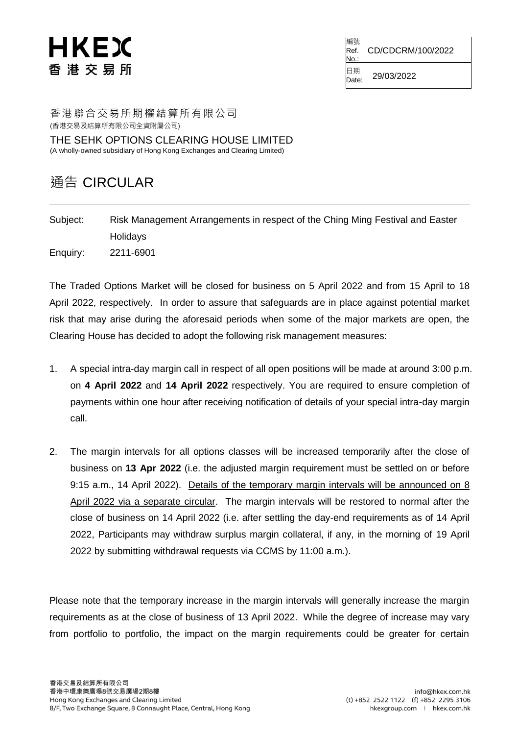# HKEX
# 香港交易所

| 編號 Ref. No.: | CD/CDCRM/100/2022 |
|---|---|
| 日期 Date: | 29/03/2022 |

香港聯合交易所期權結算所有限公司
(香港交易及結算所有限公司全資附屬公司)

THE SEHK OPTIONS CLEARING HOUSE LIMITED
(A wholly-owned subsidiary of Hong Kong Exchanges and Clearing Limited)

## 通告 CIRCULAR

Subject: Risk Management Arrangements in respect of the Ching Ming Festival and Easter Holidays

Enquiry: 2211-6901

The Traded Options Market will be closed for business on 5 April 2022 and from 15 April to 18 April 2022, respectively. In order to assure that safeguards are in place against potential market risk that may arise during the aforesaid periods when some of the major markets are open, the Clearing House has decided to adopt the following risk management measures:

1. A special intra-day margin call in respect of all open positions will be made at around 3:00 p.m. on **4 April 2022** and **14 April 2022** respectively. You are required to ensure completion of payments within one hour after receiving notification of details of your special intra-day margin call.

2. The margin intervals for all options classes will be increased temporarily after the close of business on **13 Apr 2022** (i.e. the adjusted margin requirement must be settled on or before 9:15 a.m., 14 April 2022). <u>Details of the temporary margin intervals will be announced on 8 April 2022 via a separate circular</u>. The margin intervals will be restored to normal after the close of business on 14 April 2022 (i.e. after settling the day-end requirements as of 14 April 2022, Participants may withdraw surplus margin collateral, if any, in the morning of 19 April 2022 by submitting withdrawal requests via CCMS by 11:00 a.m.).

Please note that the temporary increase in the margin intervals will generally increase the margin requirements as at the close of business of 13 April 2022. While the degree of increase may vary from portfolio to portfolio, the impact on the margin requirements could be greater for certain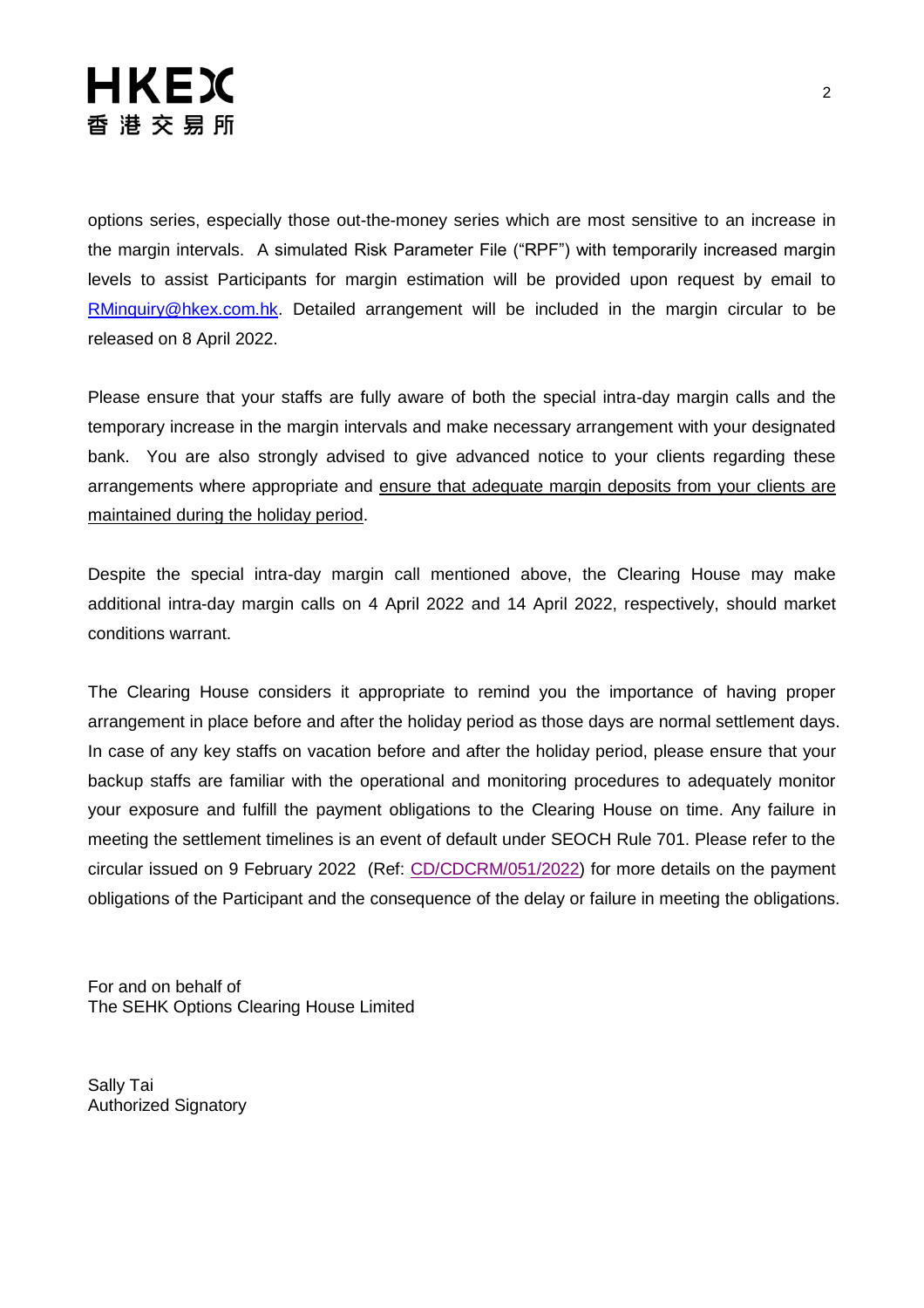options series, especially those out-the-money series which are most sensitive to an increase in the margin intervals. A simulated Risk Parameter File ("RPF") with temporarily increased margin levels to assist Participants for margin estimation will be provided upon request by email to [RMinquiry@hkex.com.hk](mailto:RMinquiry@hkex.com.hk). Detailed arrangement will be included in the margin circular to be released on 8 April 2022.

Please ensure that your staffs are fully aware of both the special intra-day margin calls and the temporary increase in the margin intervals and make necessary arrangement with your designated bank. You are also strongly advised to give advanced notice to your clients regarding these arrangements where appropriate and <u>ensure that adequate margin deposits from your clients are maintained during the holiday period</u>.

Despite the special intra-day margin call mentioned above, the Clearing House may make additional intra-day margin calls on 4 April 2022 and 14 April 2022, respectively, should market conditions warrant.

The Clearing House considers it appropriate to remind you the importance of having proper arrangement in place before and after the holiday period as those days are normal settlement days. In case of any key staffs on vacation before and after the holiday period, please ensure that your backup staffs are familiar with the operational and monitoring procedures to adequately monitor your exposure and fulfill the payment obligations to the Clearing House on time. Any failure in meeting the settlement timelines is an event of default under SEOCH Rule 701. Please refer to the circular issued on 9 February 2022 (Ref: CD/CDCRM/051/2022) for more details on the payment obligations of the Participant and the consequence of the delay or failure in meeting the obligations.

For and on behalf of
The SEHK Options Clearing House Limited

Sally Tai
Authorized Signatory